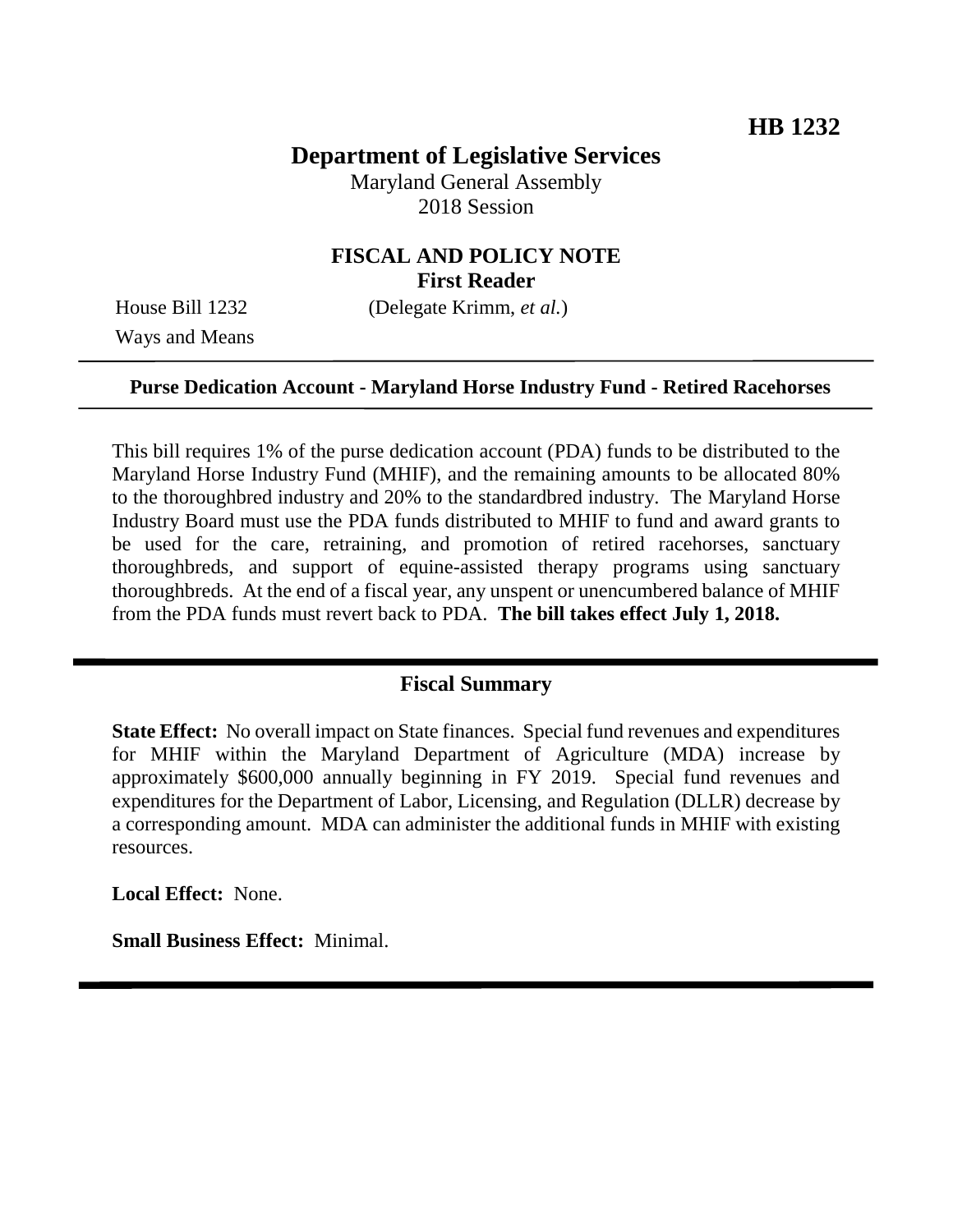**HB 1232**

# Department of Legislative Services

Maryland General Assembly
2018 Session

## FISCAL AND POLICY NOTE
**First Reader**

House Bill 1232 (Delegate Krimm, *et al.*)
Ways and Means

**Purse Dedication Account - Maryland Horse Industry Fund - Retired Racehorses**

This bill requires 1% of the purse dedication account (PDA) funds to be distributed to the Maryland Horse Industry Fund (MHIF), and the remaining amounts to be allocated 80% to the thoroughbred industry and 20% to the standardbred industry. The Maryland Horse Industry Board must use the PDA funds distributed to MHIF to fund and award grants to be used for the care, retraining, and promotion of retired racehorses, sanctuary thoroughbreds, and support of equine-assisted therapy programs using sanctuary thoroughbreds. At the end of a fiscal year, any unspent or unencumbered balance of MHIF from the PDA funds must revert back to PDA. **The bill takes effect July 1, 2018.**

## Fiscal Summary

**State Effect:** No overall impact on State finances. Special fund revenues and expenditures for MHIF within the Maryland Department of Agriculture (MDA) increase by approximately $600,000 annually beginning in FY 2019. Special fund revenues and expenditures for the Department of Labor, Licensing, and Regulation (DLLR) decrease by a corresponding amount. MDA can administer the additional funds in MHIF with existing resources.

**Local Effect:** None.

**Small Business Effect:** Minimal.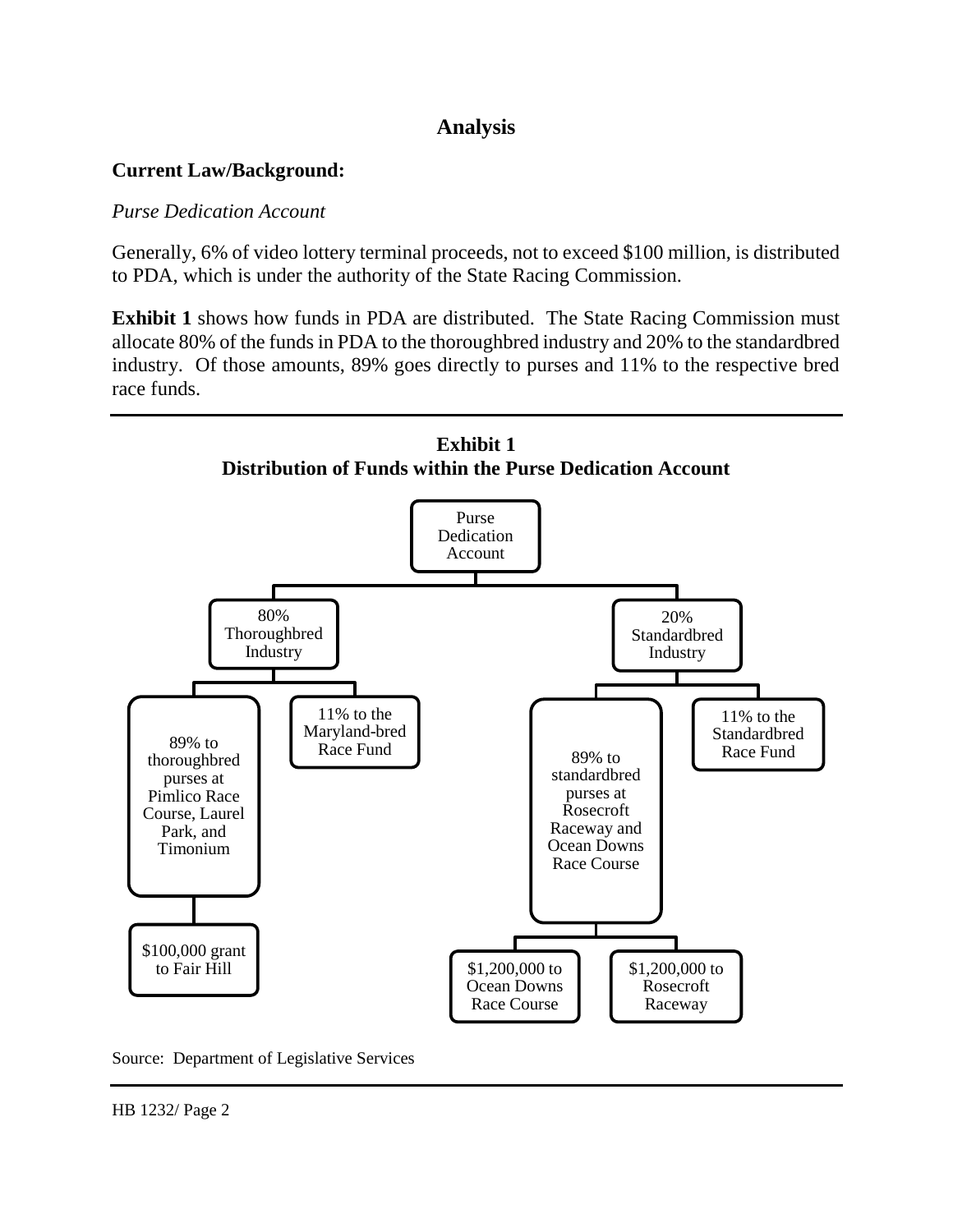# Analysis

## Current Law/Background:

*Purse Dedication Account*

Generally, 6% of video lottery terminal proceeds, not to exceed $100 million, is distributed to PDA, which is under the authority of the State Racing Commission.

**Exhibit 1** shows how funds in PDA are distributed. The State Racing Commission must allocate 80% of the funds in PDA to the thoroughbred industry and 20% to the standardbred industry. Of those amounts, 89% goes directly to purses and 11% to the respective bred race funds.

**Exhibit 1**
**Distribution of Funds within the Purse Dedication Account**

Purse Dedication Account

80% Thoroughbred Industry

20% Standardbred Industry

89% to thoroughbred purses at Pimlico Race Course, Laurel Park, and Timonium

11% to the Maryland-bred Race Fund

89% to standardbred purses at Rosecroft Raceway and Ocean Downs Race Course

11% to the Standardbred Race Fund

$100,000 grant to Fair Hill

$1,200,000 to Ocean Downs Race Course

$1,200,000 to Rosecroft Raceway

Source: Department of Legislative Services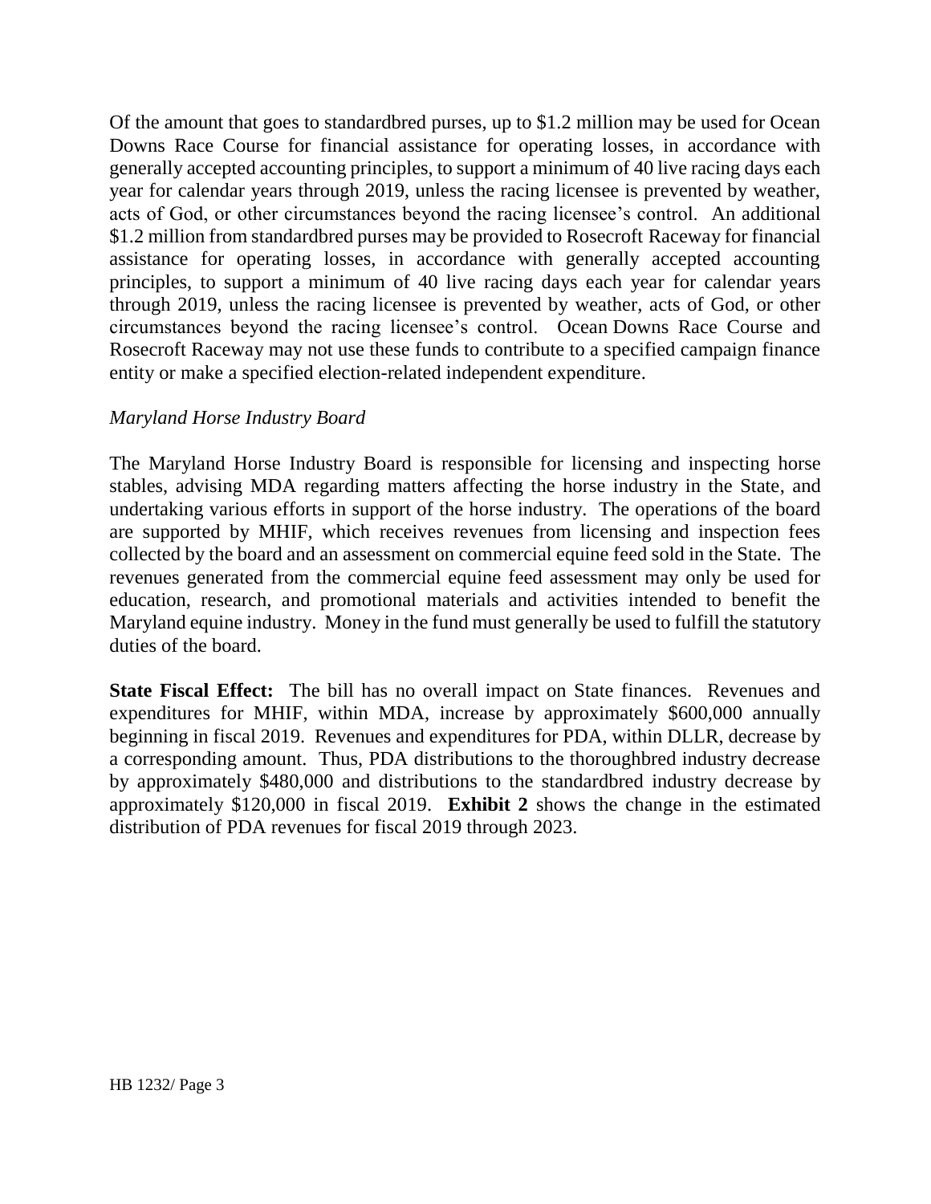Of the amount that goes to standardbred purses, up to $1.2 million may be used for Ocean Downs Race Course for financial assistance for operating losses, in accordance with generally accepted accounting principles, to support a minimum of 40 live racing days each year for calendar years through 2019, unless the racing licensee is prevented by weather, acts of God, or other circumstances beyond the racing licensee's control. An additional $1.2 million from standardbred purses may be provided to Rosecroft Raceway for financial assistance for operating losses, in accordance with generally accepted accounting principles, to support a minimum of 40 live racing days each year for calendar years through 2019, unless the racing licensee is prevented by weather, acts of God, or other circumstances beyond the racing licensee's control. Ocean Downs Race Course and Rosecroft Raceway may not use these funds to contribute to a specified campaign finance entity or make a specified election-related independent expenditure.

*Maryland Horse Industry Board*

The Maryland Horse Industry Board is responsible for licensing and inspecting horse stables, advising MDA regarding matters affecting the horse industry in the State, and undertaking various efforts in support of the horse industry. The operations of the board are supported by MHIF, which receives revenues from licensing and inspection fees collected by the board and an assessment on commercial equine feed sold in the State. The revenues generated from the commercial equine feed assessment may only be used for education, research, and promotional materials and activities intended to benefit the Maryland equine industry. Money in the fund must generally be used to fulfill the statutory duties of the board.

**State Fiscal Effect:** The bill has no overall impact on State finances. Revenues and expenditures for MHIF, within MDA, increase by approximately $600,000 annually beginning in fiscal 2019. Revenues and expenditures for PDA, within DLLR, decrease by a corresponding amount. Thus, PDA distributions to the thoroughbred industry decrease by approximately $480,000 and distributions to the standardbred industry decrease by approximately $120,000 in fiscal 2019. **Exhibit 2** shows the change in the estimated distribution of PDA revenues for fiscal 2019 through 2023.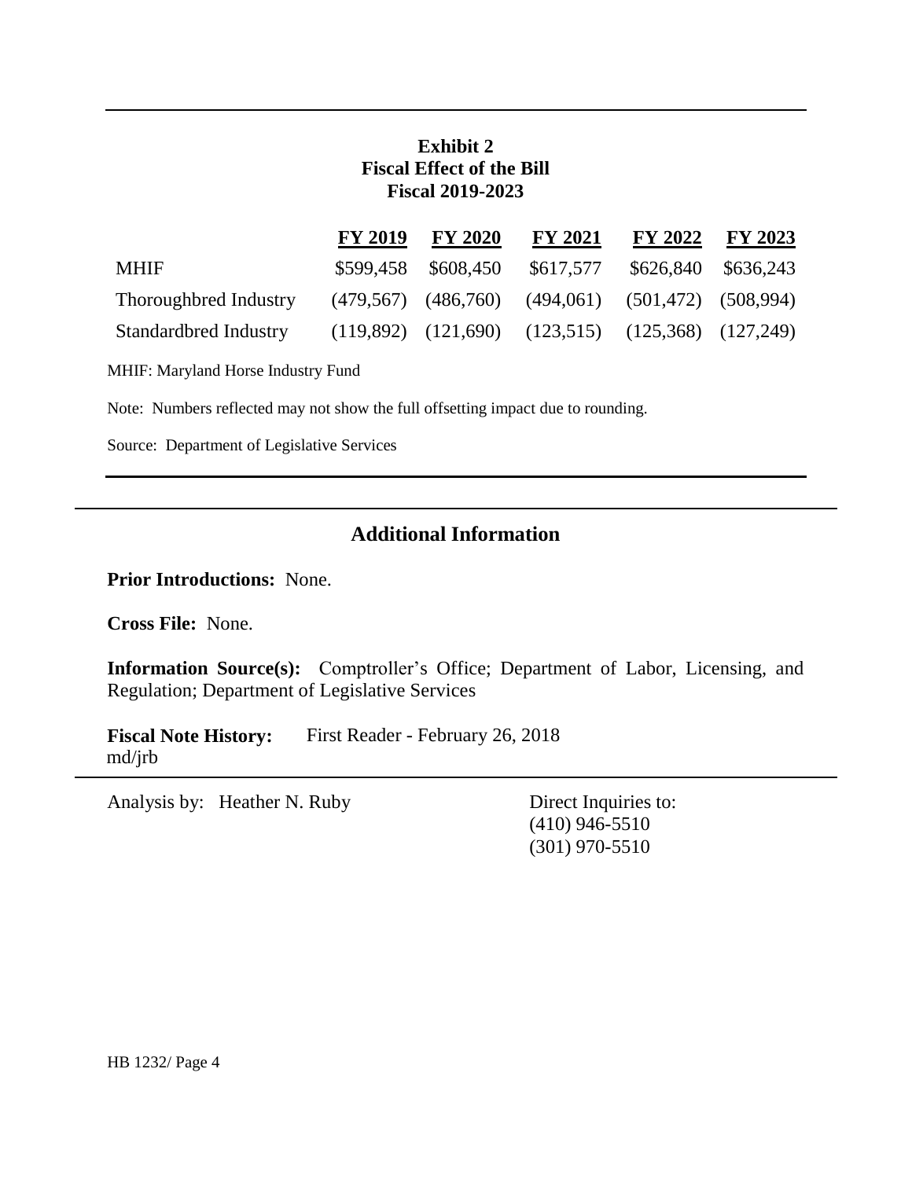**Exhibit 2**
**Fiscal Effect of the Bill**
**Fiscal 2019-2023**

| | FY 2019 | FY 2020 | FY 2021 | FY 2022 | FY 2023 |
|---|---|---|---|---|---|
| MHIF | $599,458 | $608,450 | $617,577 | $626,840 | $636,243 |
| Thoroughbred Industry | (479,567) | (486,760) | (494,061) | (501,472) | (508,994) |
| Standardbred Industry | (119,892) | (121,690) | (123,515) | (125,368) | (127,249) |

MHIF: Maryland Horse Industry Fund

Note: Numbers reflected may not show the full offsetting impact due to rounding.

Source: Department of Legislative Services

## Additional Information

**Prior Introductions:** None.

**Cross File:** None.

**Information Source(s):** Comptroller's Office; Department of Labor, Licensing, and Regulation; Department of Legislative Services

**Fiscal Note History:** First Reader - February 26, 2018
md/jrb

Analysis by: Heather N. Ruby

Direct Inquiries to:
(410) 946-5510
(301) 970-5510